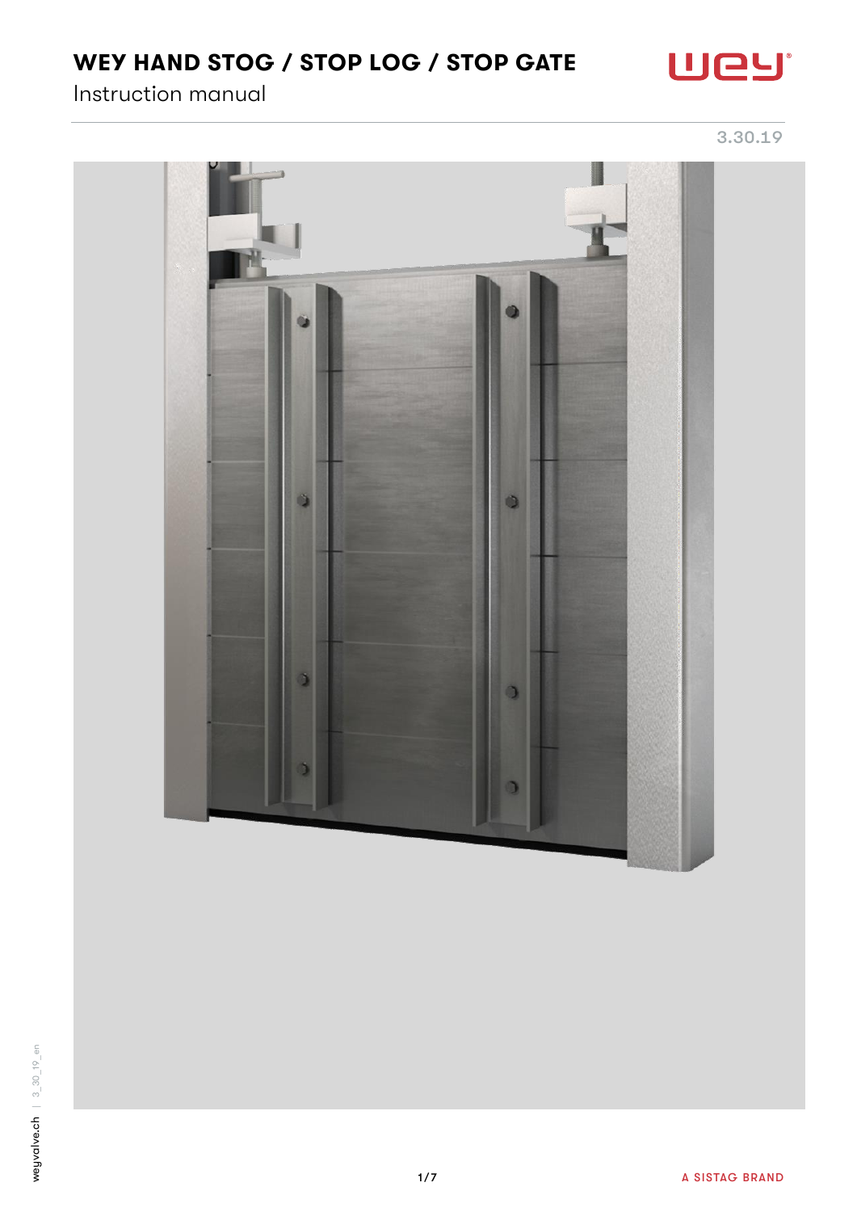# WEY HAND STOG / STOP LOG / STOP GATE

Instruction manual

3.30.19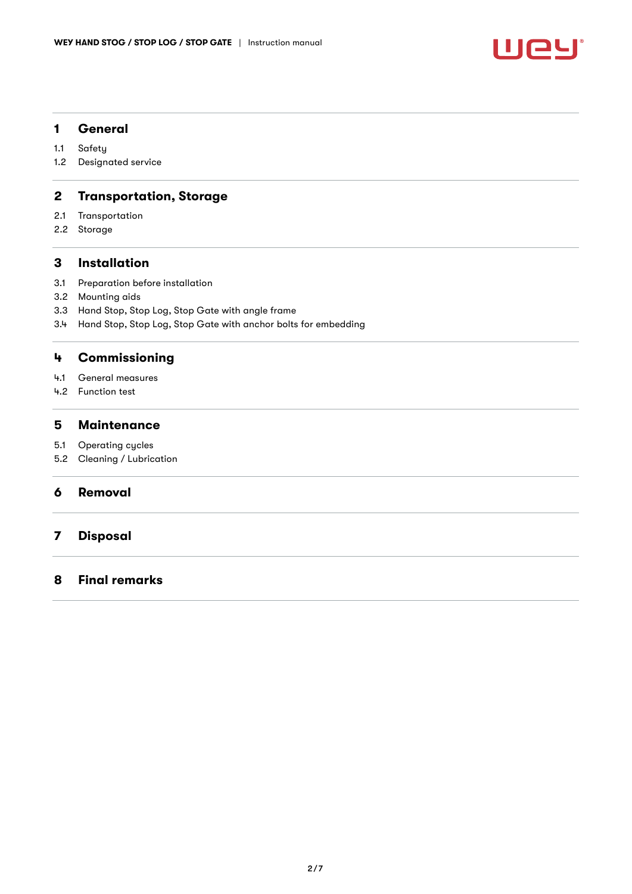## 1 General

1.1 Safety
1.2 Designated service

## 2 Transportation, Storage

2.1 Transportation
2.2 Storage

## 3 Installation

3.1 Preparation before installation
3.2 Mounting aids
3.3 Hand Stop, Stop Log, Stop Gate with angle frame
3.4 Hand Stop, Stop Log, Stop Gate with anchor bolts for embedding

## 4 Commissioning

4.1 General measures
4.2 Function test

## 5 Maintenance

5.1 Operating cycles
5.2 Cleaning / Lubrication

## 6 Removal

## 7 Disposal

## 8 Final remarks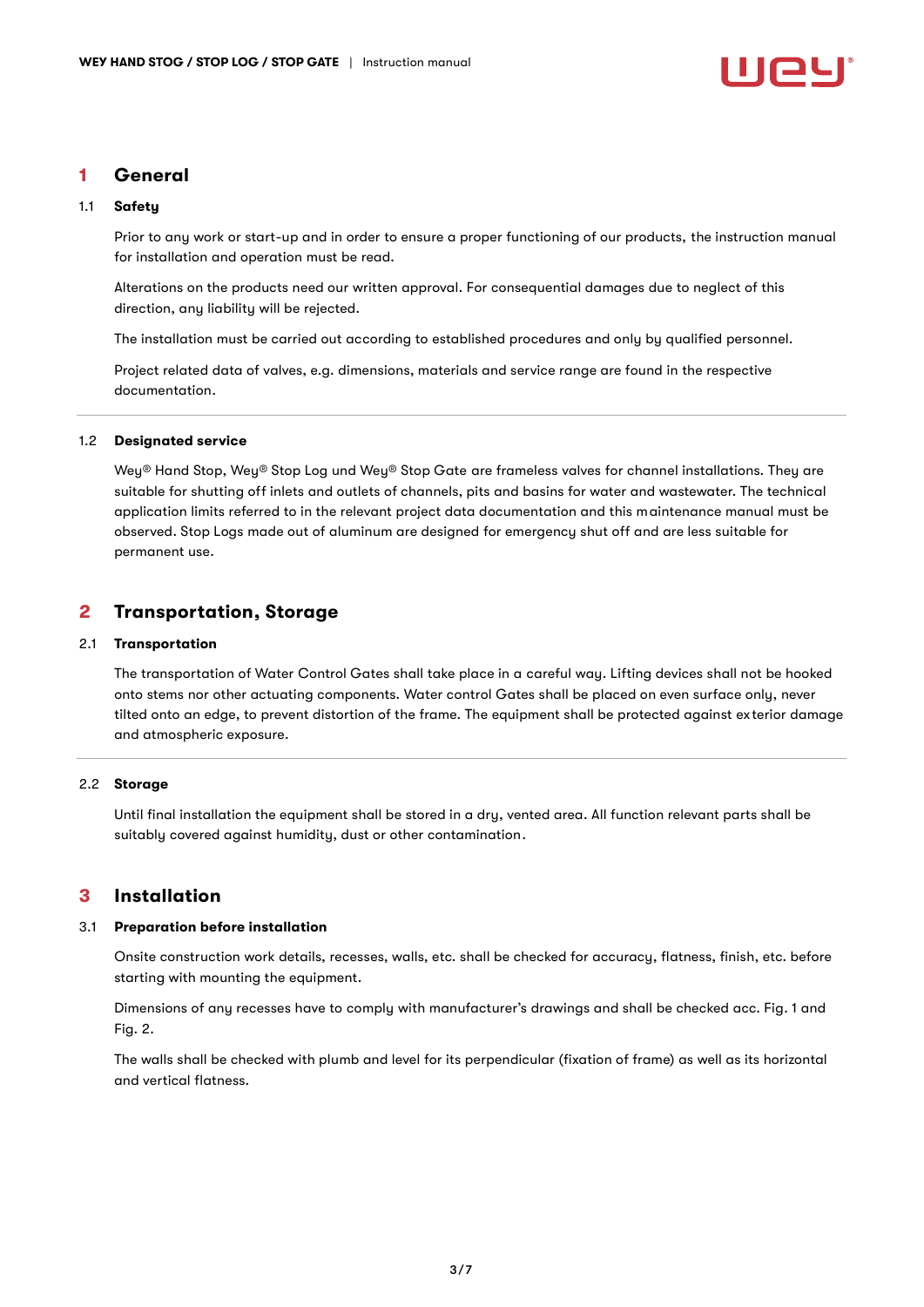# 1 General

## 1.1 Safety

Prior to any work or start-up and in order to ensure a proper functioning of our products, the instruction manual for installation and operation must be read.

Alterations on the products need our written approval. For consequential damages due to neglect of this direction, any liability will be rejected.

The installation must be carried out according to established procedures and only by qualified personnel.

Project related data of valves, e.g. dimensions, materials and service range are found in the respective documentation.

## 1.2 Designated service

Wey® Hand Stop, Wey® Stop Log und Wey® Stop Gate are frameless valves for channel installations. They are suitable for shutting off inlets and outlets of channels, pits and basins for water and wastewater. The technical application limits referred to in the relevant project data documentation and this maintenance manual must be observed. Stop Logs made out of aluminum are designed for emergency shut off and are less suitable for permanent use.

# 2 Transportation, Storage

## 2.1 Transportation

The transportation of Water Control Gates shall take place in a careful way. Lifting devices shall not be hooked onto stems nor other actuating components. Water control Gates shall be placed on even surface only, never tilted onto an edge, to prevent distortion of the frame. The equipment shall be protected against exterior damage and atmospheric exposure.

## 2.2 Storage

Until final installation the equipment shall be stored in a dry, vented area. All function relevant parts shall be suitably covered against humidity, dust or other contamination.

# 3 Installation

## 3.1 Preparation before installation

Onsite construction work details, recesses, walls, etc. shall be checked for accuracy, flatness, finish, etc. before starting with mounting the equipment.

Dimensions of any recesses have to comply with manufacturer's drawings and shall be checked acc. Fig. 1 and Fig. 2.

The walls shall be checked with plumb and level for its perpendicular (fixation of frame) as well as its horizontal and vertical flatness.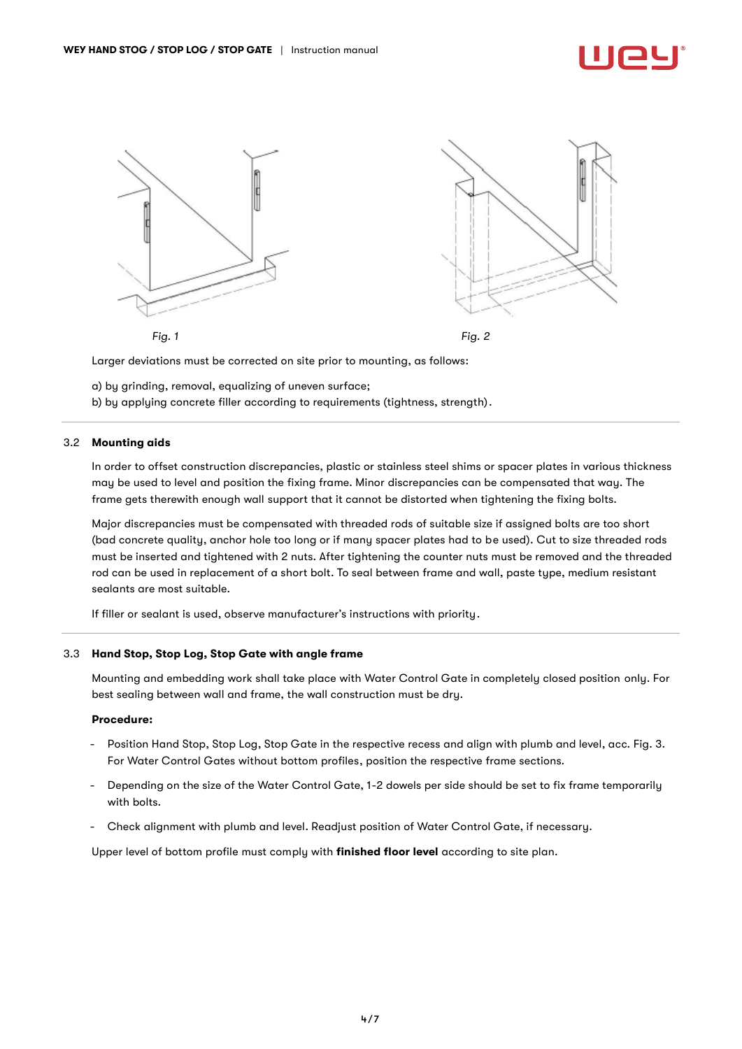Fig. 1

Fig. 2

Larger deviations must be corrected on site prior to mounting, as follows:

a) by grinding, removal, equalizing of uneven surface;
b) by applying concrete filler according to requirements (tightness, strength).

## 3.2 Mounting aids

In order to offset construction discrepancies, plastic or stainless steel shims or spacer plates in various thickness may be used to level and position the fixing frame. Minor discrepancies can be compensated that way. The frame gets therewith enough wall support that it cannot be distorted when tightening the fixing bolts.

Major discrepancies must be compensated with threaded rods of suitable size if assigned bolts are too short (bad concrete quality, anchor hole too long or if many spacer plates had to be used). Cut to size threaded rods must be inserted and tightened with 2 nuts. After tightening the counter nuts must be removed and the threaded rod can be used in replacement of a short bolt. To seal between frame and wall, paste type, medium resistant sealants are most suitable.

If filler or sealant is used, observe manufacturer's instructions with priority.

## 3.3 Hand Stop, Stop Log, Stop Gate with angle frame

Mounting and embedding work shall take place with Water Control Gate in completely closed position only. For best sealing between wall and frame, the wall construction must be dry.

**Procedure:**

- Position Hand Stop, Stop Log, Stop Gate in the respective recess and align with plumb and level, acc. Fig. 3. For Water Control Gates without bottom profiles, position the respective frame sections.
- Depending on the size of the Water Control Gate, 1-2 dowels per side should be set to fix frame temporarily with bolts.
- Check alignment with plumb and level. Readjust position of Water Control Gate, if necessary.

Upper level of bottom profile must comply with **finished floor level** according to site plan.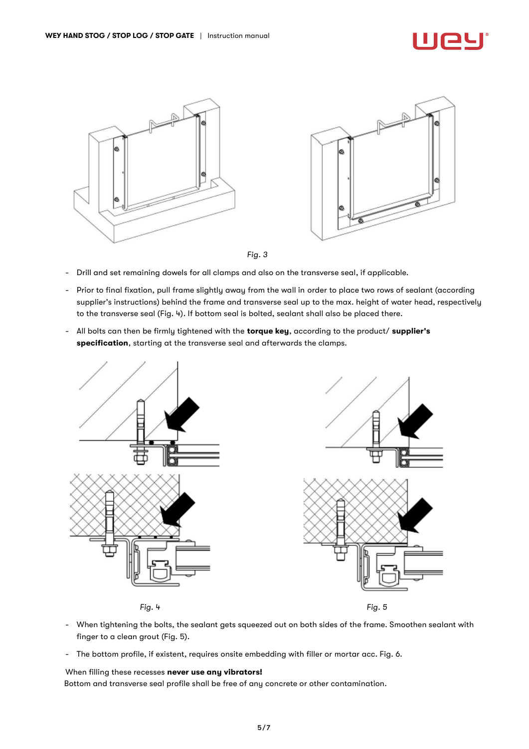Fig. 3

- Drill and set remaining dowels for all clamps and also on the transverse seal, if applicable.
- Prior to final fixation, pull frame slightly away from the wall in order to place two rows of sealant (according supplier's instructions) behind the frame and transverse seal up to the max. height of water head, respectively to the transverse seal (Fig. 4). If bottom seal is bolted, sealant shall also be placed there.
- All bolts can then be firmly tightened with the **torque key**, according to the product/ **supplier's specification**, starting at the transverse seal and afterwards the clamps.

Fig. 4

Fig. 5

- When tightening the bolts, the sealant gets squeezed out on both sides of the frame. Smoothen sealant with finger to a clean grout (Fig. 5).
- The bottom profile, if existent, requires onsite embedding with filler or mortar acc. Fig. 6.

When filling these recesses **never use any vibrators!**
Bottom and transverse seal profile shall be free of any concrete or other contamination.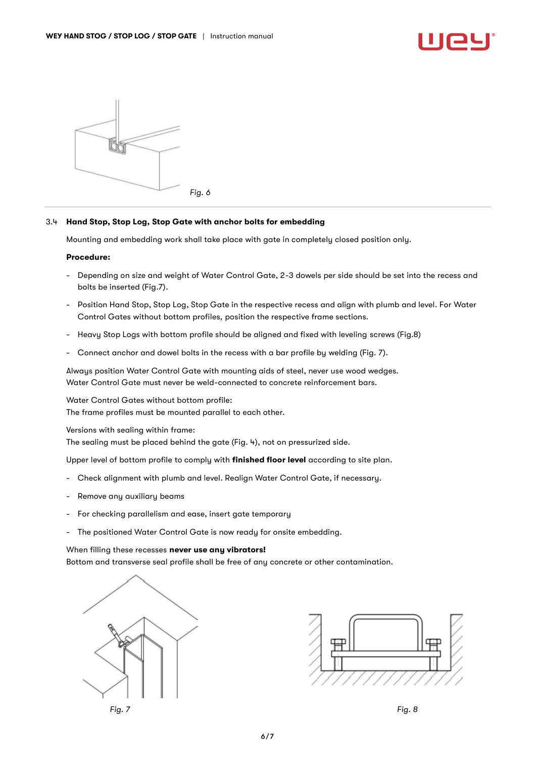Fig. 6

### 3.4 Hand Stop, Stop Log, Stop Gate with anchor bolts for embedding

Mounting and embedding work shall take place with gate in completely closed position only.

**Procedure:**

- Depending on size and weight of Water Control Gate, 2-3 dowels per side should be set into the recess and bolts be inserted (Fig.7).
- Position Hand Stop, Stop Log, Stop Gate in the respective recess and align with plumb and level. For Water Control Gates without bottom profiles, position the respective frame sections.
- Heavy Stop Logs with bottom profile should be aligned and fixed with leveling screws (Fig.8)
- Connect anchor and dowel bolts in the recess with a bar profile by welding (Fig. 7).

Always position Water Control Gate with mounting aids of steel, never use wood wedges.
Water Control Gate must never be weld-connected to concrete reinforcement bars.

Water Control Gates without bottom profile:
The frame profiles must be mounted parallel to each other.

Versions with sealing within frame:
The sealing must be placed behind the gate (Fig. 4), not on pressurized side.

Upper level of bottom profile to comply with **finished floor level** according to site plan.

- Check alignment with plumb and level. Realign Water Control Gate, if necessary.
- Remove any auxiliary beams
- For checking parallelism and ease, insert gate temporary
- The positioned Water Control Gate is now ready for onsite embedding.

When filling these recesses **never use any vibrators!**
Bottom and transverse seal profile shall be free of any concrete or other contamination.

Fig. 7

Fig. 8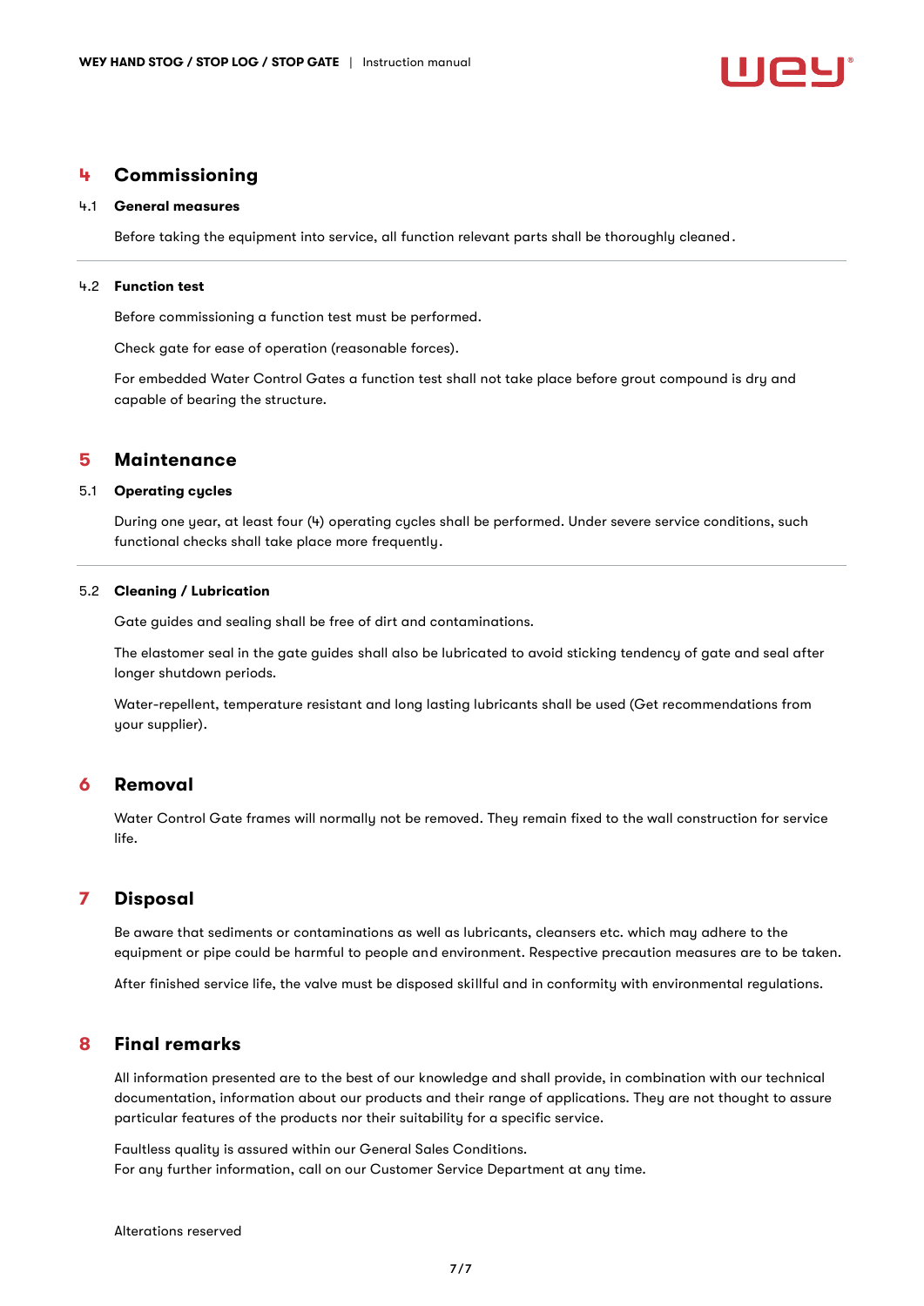# 4 Commissioning

## 4.1 General measures

Before taking the equipment into service, all function relevant parts shall be thoroughly cleaned.

## 4.2 Function test

Before commissioning a function test must be performed.

Check gate for ease of operation (reasonable forces).

For embedded Water Control Gates a function test shall not take place before grout compound is dry and capable of bearing the structure.

# 5 Maintenance

## 5.1 Operating cycles

During one year, at least four (4) operating cycles shall be performed. Under severe service conditions, such functional checks shall take place more frequently.

## 5.2 Cleaning / Lubrication

Gate guides and sealing shall be free of dirt and contaminations.

The elastomer seal in the gate guides shall also be lubricated to avoid sticking tendency of gate and seal after longer shutdown periods.

Water-repellent, temperature resistant and long lasting lubricants shall be used (Get recommendations from your supplier).

# 6 Removal

Water Control Gate frames will normally not be removed. They remain fixed to the wall construction for service life.

# 7 Disposal

Be aware that sediments or contaminations as well as lubricants, cleansers etc. which may adhere to the equipment or pipe could be harmful to people and environment. Respective precaution measures are to be taken.

After finished service life, the valve must be disposed skillful and in conformity with environmental regulations.

# 8 Final remarks

All information presented are to the best of our knowledge and shall provide, in combination with our technical documentation, information about our products and their range of applications. They are not thought to assure particular features of the products nor their suitability for a specific service.

Faultless quality is assured within our General Sales Conditions.
For any further information, call on our Customer Service Department at any time.

Alterations reserved